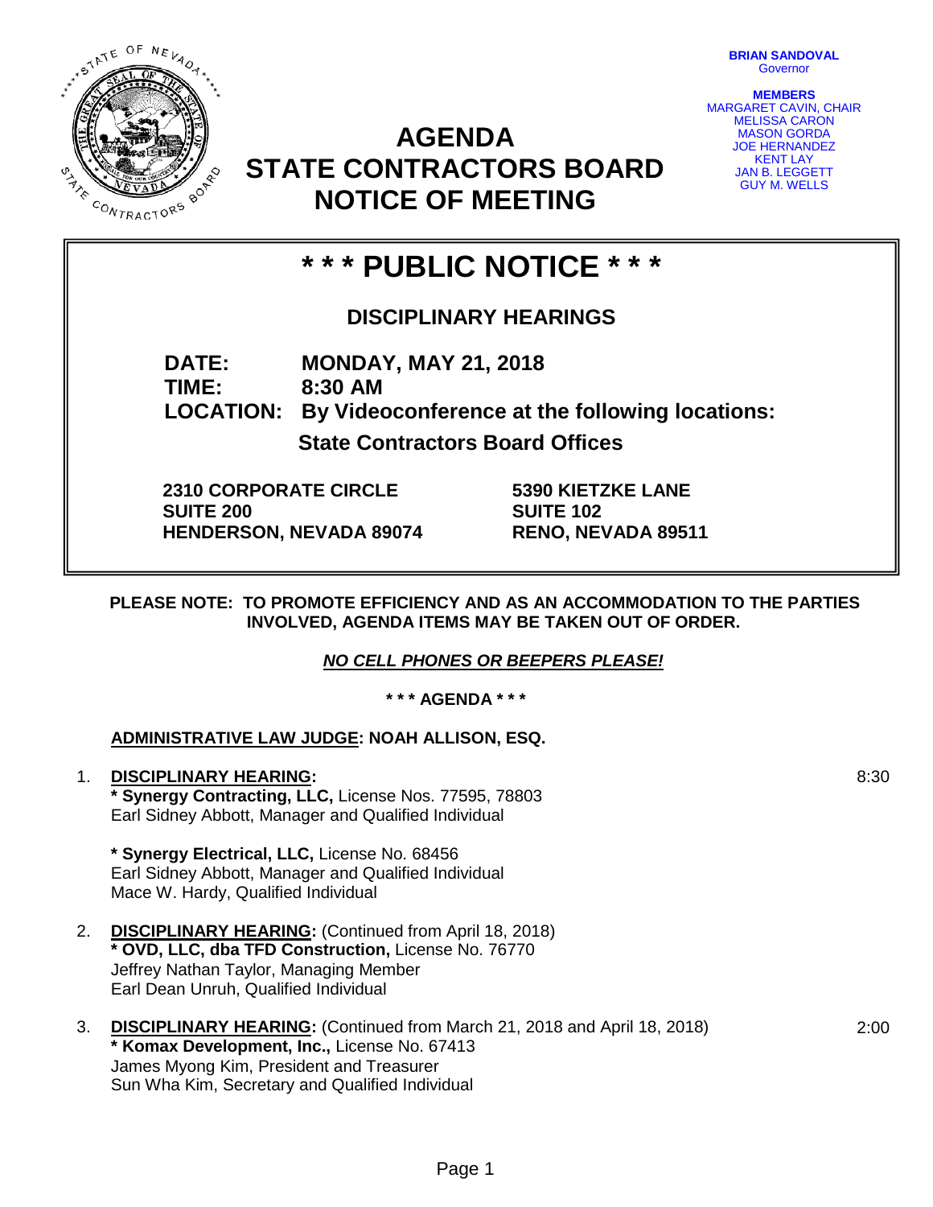BRIAN SANDOVAL
Governor

MEMBERS
MARGARET CAVIN, CHAIR
MELISSA CARON
MASON GORDA
JOE HERNANDEZ
KENT LAY
JAN B. LEGGETT
GUY M. WELLS

# AGENDA
# STATE CONTRACTORS BOARD
# NOTICE OF MEETING

## * * * PUBLIC NOTICE * * *

### DISCIPLINARY HEARINGS

**DATE:** **MONDAY, MAY 21, 2018**
**TIME:** **8:30 AM**
**LOCATION:** **By Videoconference at the following locations:**

**State Contractors Board Offices**

**2310 CORPORATE CIRCLE**
**SUITE 200**
**HENDERSON, NEVADA 89074**

**5390 KIETZKE LANE**
**SUITE 102**
**RENO, NEVADA 89511**

**PLEASE NOTE: TO PROMOTE EFFICIENCY AND AS AN ACCOMMODATION TO THE PARTIES INVOLVED, AGENDA ITEMS MAY BE TAKEN OUT OF ORDER.**

***NO CELL PHONES OR BEEPERS PLEASE!***

**\* \* \* AGENDA \* \* \***

**ADMINISTRATIVE LAW JUDGE: NOAH ALLISON, ESQ.**

1. **DISCIPLINARY HEARING:** 8:30
   **\* Synergy Contracting, LLC,** License Nos. 77595, 78803
   Earl Sidney Abbott, Manager and Qualified Individual

   **\* Synergy Electrical, LLC,** License No. 68456
   Earl Sidney Abbott, Manager and Qualified Individual
   Mace W. Hardy, Qualified Individual

2. **DISCIPLINARY HEARING:** (Continued from April 18, 2018)
   **\* OVD, LLC, dba TFD Construction,** License No. 76770
   Jeffrey Nathan Taylor, Managing Member
   Earl Dean Unruh, Qualified Individual

3. **DISCIPLINARY HEARING:** (Continued from March 21, 2018 and April 18, 2018) 2:00
   **\* Komax Development, Inc.,** License No. 67413
   James Myong Kim, President and Treasurer
   Sun Wha Kim, Secretary and Qualified Individual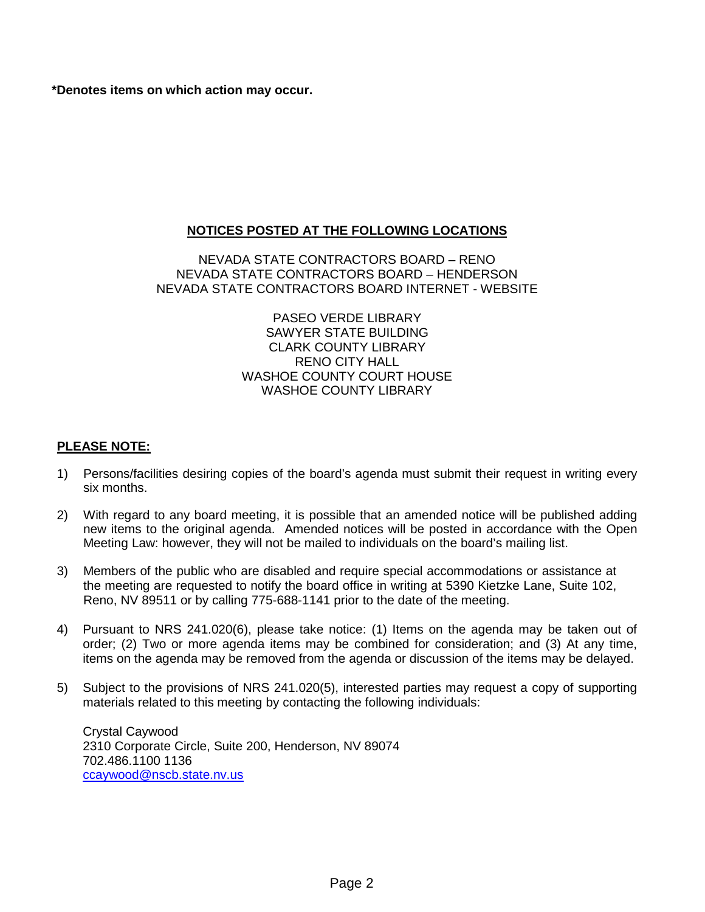**\*Denotes items on which action may occur.**

**NOTICES POSTED AT THE FOLLOWING LOCATIONS**

NEVADA STATE CONTRACTORS BOARD – RENO
NEVADA STATE CONTRACTORS BOARD – HENDERSON
NEVADA STATE CONTRACTORS BOARD INTERNET - WEBSITE

PASEO VERDE LIBRARY
SAWYER STATE BUILDING
CLARK COUNTY LIBRARY
RENO CITY HALL
WASHOE COUNTY COURT HOUSE
WASHOE COUNTY LIBRARY

**PLEASE NOTE:**

1) Persons/facilities desiring copies of the board's agenda must submit their request in writing every six months.

2) With regard to any board meeting, it is possible that an amended notice will be published adding new items to the original agenda. Amended notices will be posted in accordance with the Open Meeting Law: however, they will not be mailed to individuals on the board's mailing list.

3) Members of the public who are disabled and require special accommodations or assistance at the meeting are requested to notify the board office in writing at 5390 Kietzke Lane, Suite 102, Reno, NV 89511 or by calling 775-688-1141 prior to the date of the meeting.

4) Pursuant to NRS 241.020(6), please take notice: (1) Items on the agenda may be taken out of order; (2) Two or more agenda items may be combined for consideration; and (3) At any time, items on the agenda may be removed from the agenda or discussion of the items may be delayed.

5) Subject to the provisions of NRS 241.020(5), interested parties may request a copy of supporting materials related to this meeting by contacting the following individuals:

   Crystal Caywood
   2310 Corporate Circle, Suite 200, Henderson, NV 89074
   702.486.1100 1136
   ccaywood@nscb.state.nv.us